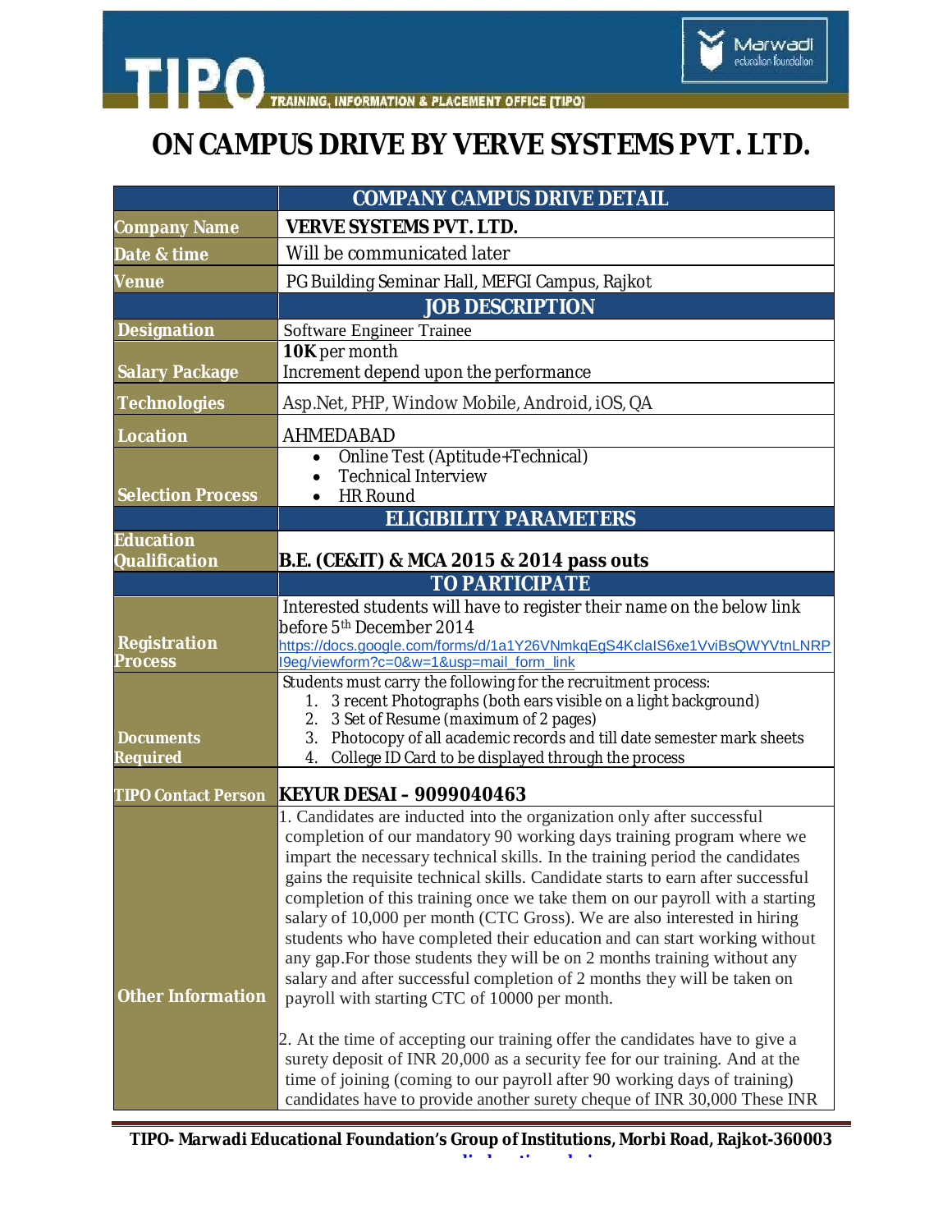# ON CAMPUS DRIVE BY VERVE SYSTEMS PVT. LTD.

| | COMPANY CAMPUS DRIVE DETAIL |
|---|---|
| Company Name | **VERVE SYSTEMS PVT. LTD.** |
| Date & time | Will be communicated later |
| Venue | PG Building Seminar Hall, MEFGI Campus, Rajkot |
| | **JOB DESCRIPTION** |
| Designation | Software Engineer Trainee |
| Salary Package | **10K** per month<br>Increment depend upon the performance |
| Technologies | Asp.Net, PHP, Window Mobile, Android, iOS, QA |
| Location | AHMEDABAD |
| Selection Process | • Online Test (Aptitude+Technical)<br>• Technical Interview<br>• HR Round |
| | **ELIGIBILITY PARAMETERS** |
| Education Qualification | **B.E. (CE&IT) & MCA 2015 & 2014 pass outs** |
| | **TO PARTICIPATE** |
| Registration Process | Interested students will have to register their name on the below link before 5th December 2014<br>https://docs.google.com/forms/d/1a1Y26VNmkqEgS4KclaIS6xe1VviBsQWYVtnLNRPI9eg/viewform?c=0&w=1&usp=mail_form_link |
| Documents Required | Students must carry the following for the recruitment process:<br>1. 3 recent Photographs (both ears visible on a light background)<br>2. 3 Set of Resume (maximum of 2 pages)<br>3. Photocopy of all academic records and till date semester mark sheets<br>4. College ID Card to be displayed through the process |
| TIPO Contact Person | **KEYUR DESAI – 9099040463** |
| Other Information | 1. Candidates are inducted into the organization only after successful completion of our mandatory 90 working days training program where we impart the necessary technical skills. In the training period the candidates gains the requisite technical skills. Candidate starts to earn after successful completion of this training once we take them on our payroll with a starting salary of 10,000 per month (CTC Gross). We are also interested in hiring students who have completed their education and can start working without any gap.For those students they will be on 2 months training without any salary and after successful completion of 2 months they will be taken on payroll with starting CTC of 10000 per month.<br><br>2. At the time of accepting our training offer the candidates have to give a surety deposit of INR 20,000 as a security fee for our training. And at the time of joining (coming to our payroll after 90 working days of training) candidates have to provide another surety cheque of INR 30,000 These INR |

**TIPO- Marwadi Educational Foundation's Group of Institutions, Morbi Road, Rajkot-360003**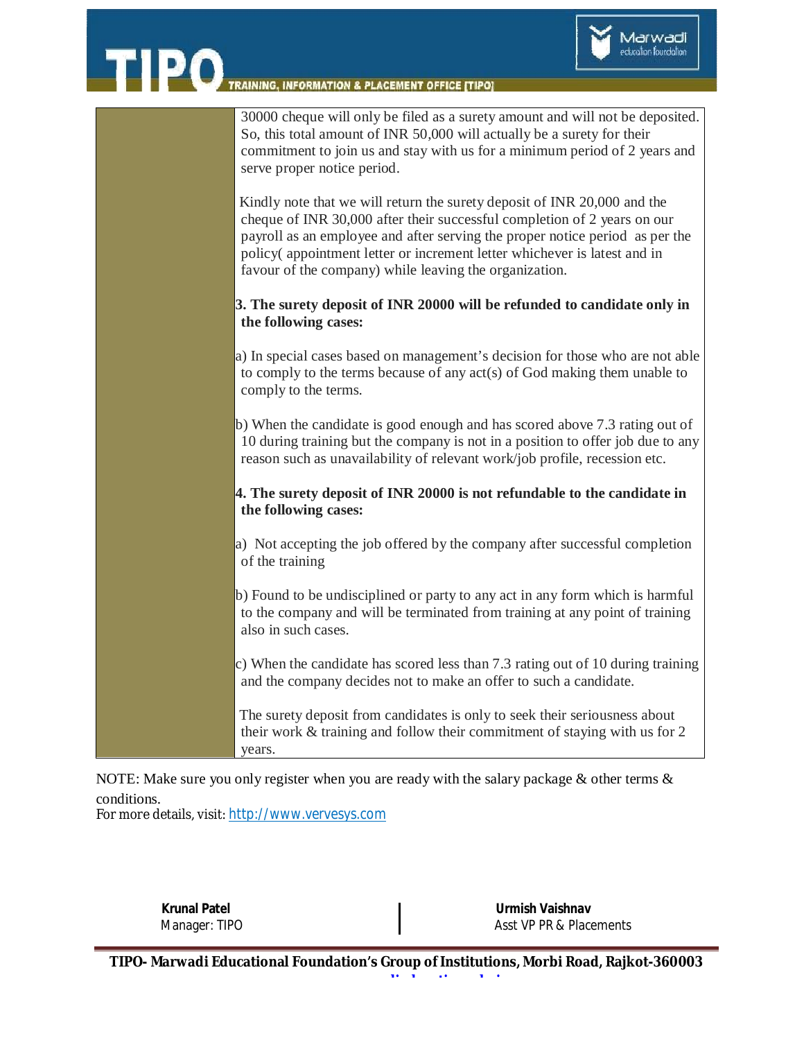| | |
|---|---|
| | 30000 cheque will only be filed as a surety amount and will not be deposited. So, this total amount of INR 50,000 will actually be a surety for their commitment to join us and stay with us for a minimum period of 2 years and serve proper notice period.<br><br>Kindly note that we will return the surety deposit of INR 20,000 and the cheque of INR 30,000 after their successful completion of 2 years on our payroll as an employee and after serving the proper notice period as per the policy( appointment letter or increment letter whichever is latest and in favour of the company) while leaving the organization.<br><br>**3. The surety deposit of INR 20000 will be refunded to candidate only in the following cases:**<br><br>a) In special cases based on management's decision for those who are not able to comply to the terms because of any act(s) of God making them unable to comply to the terms.<br><br>b) When the candidate is good enough and has scored above 7.3 rating out of 10 during training but the company is not in a position to offer job due to any reason such as unavailability of relevant work/job profile, recession etc.<br><br>**4. The surety deposit of INR 20000 is not refundable to the candidate in the following cases:**<br><br>a) Not accepting the job offered by the company after successful completion of the training<br><br>b) Found to be undisciplined or party to any act in any form which is harmful to the company and will be terminated from training at any point of training also in such cases.<br><br>c) When the candidate has scored less than 7.3 rating out of 10 during training and the company decides not to make an offer to such a candidate.<br><br>The surety deposit from candidates is only to seek their seriousness about their work & training and follow their commitment of staying with us for 2 years. |

NOTE: Make sure you only register when you are ready with the salary package & other terms & conditions.

For more details, visit: http://www.vervesys.com

**Krunal Patel**
Manager: TIPO

**Urmish Vaishnav**
Asst VP PR & Placements

**TIPO- Marwadi Educational Foundation's Group of Institutions, Morbi Road, Rajkot-360003**